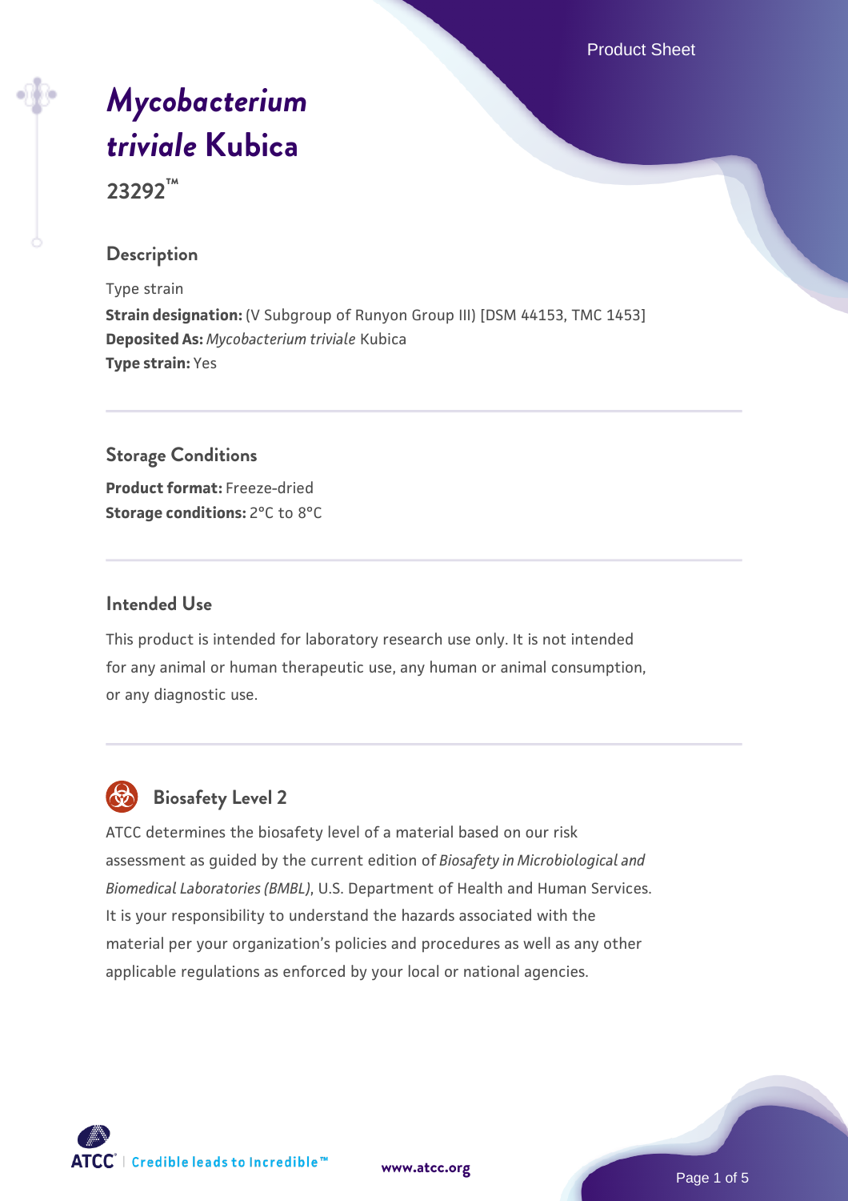# *Mycobacterium triviale* Kubica

**23292™**

## Description

Type strain

**Strain designation:** (V Subgroup of Runyon Group III) [DSM 44153, TMC 1453]

**Deposited As:** *Mycobacterium triviale* Kubica

**Type strain:** Yes

## Storage Conditions

**Product format:** Freeze-dried

**Storage conditions:** 2°C to 8°C

## Intended Use

This product is intended for laboratory research use only. It is not intended for any animal or human therapeutic use, any human or animal consumption, or any diagnostic use.

## Biosafety Level 2

ATCC determines the biosafety level of a material based on our risk assessment as guided by the current edition of *Biosafety in Microbiological and Biomedical Laboratories (BMBL)*, U.S. Department of Health and Human Services. It is your responsibility to understand the hazards associated with the material per your organization's policies and procedures as well as any other applicable regulations as enforced by your local or national agencies.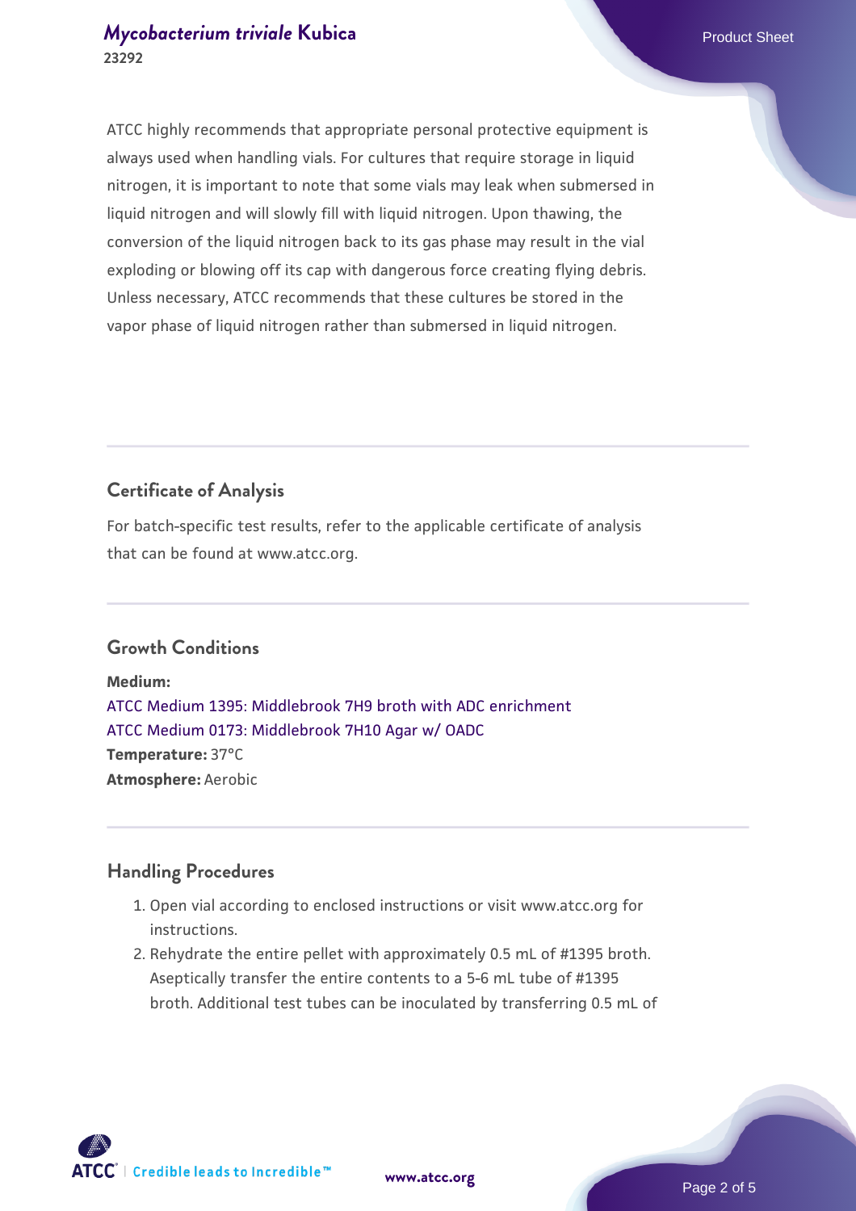ATCC highly recommends that appropriate personal protective equipment is always used when handling vials. For cultures that require storage in liquid nitrogen, it is important to note that some vials may leak when submersed in liquid nitrogen and will slowly fill with liquid nitrogen. Upon thawing, the conversion of the liquid nitrogen back to its gas phase may result in the vial exploding or blowing off its cap with dangerous force creating flying debris. Unless necessary, ATCC recommends that these cultures be stored in the vapor phase of liquid nitrogen rather than submersed in liquid nitrogen.

## Certificate of Analysis

For batch-specific test results, refer to the applicable certificate of analysis that can be found at www.atcc.org.

## Growth Conditions

**Medium:**
ATCC Medium 1395: Middlebrook 7H9 broth with ADC enrichment
ATCC Medium 0173: Middlebrook 7H10 Agar w/ OADC
**Temperature:** 37°C
**Atmosphere:** Aerobic

## Handling Procedures

1. Open vial according to enclosed instructions or visit www.atcc.org for instructions.
2. Rehydrate the entire pellet with approximately 0.5 mL of #1395 broth. Aseptically transfer the entire contents to a 5-6 mL tube of #1395 broth. Additional test tubes can be inoculated by transferring 0.5 mL of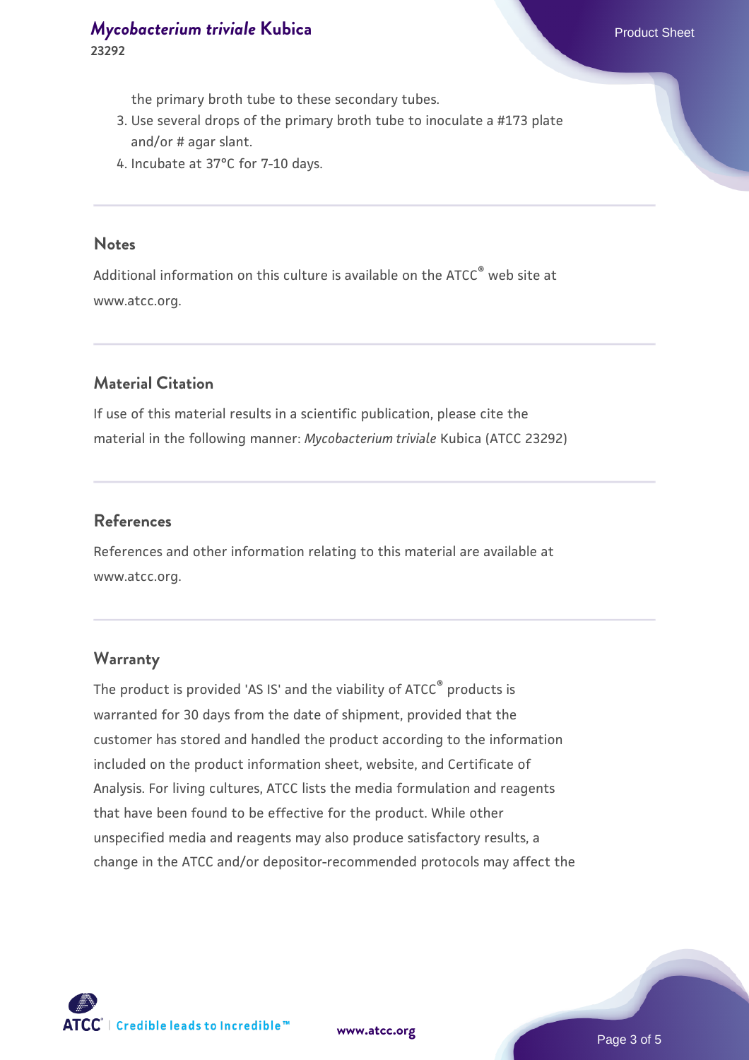the primary broth tube to these secondary tubes.

3. Use several drops of the primary broth tube to inoculate a #173 plate and/or # agar slant.
4. Incubate at 37°C for 7-10 days.

## Notes

Additional information on this culture is available on the ATCC® web site at www.atcc.org.

## Material Citation

If use of this material results in a scientific publication, please cite the material in the following manner: *Mycobacterium triviale* Kubica (ATCC 23292)

## References

References and other information relating to this material are available at www.atcc.org.

## Warranty

The product is provided 'AS IS' and the viability of ATCC® products is warranted for 30 days from the date of shipment, provided that the customer has stored and handled the product according to the information included on the product information sheet, website, and Certificate of Analysis. For living cultures, ATCC lists the media formulation and reagents that have been found to be effective for the product. While other unspecified media and reagents may also produce satisfactory results, a change in the ATCC and/or depositor-recommended protocols may affect the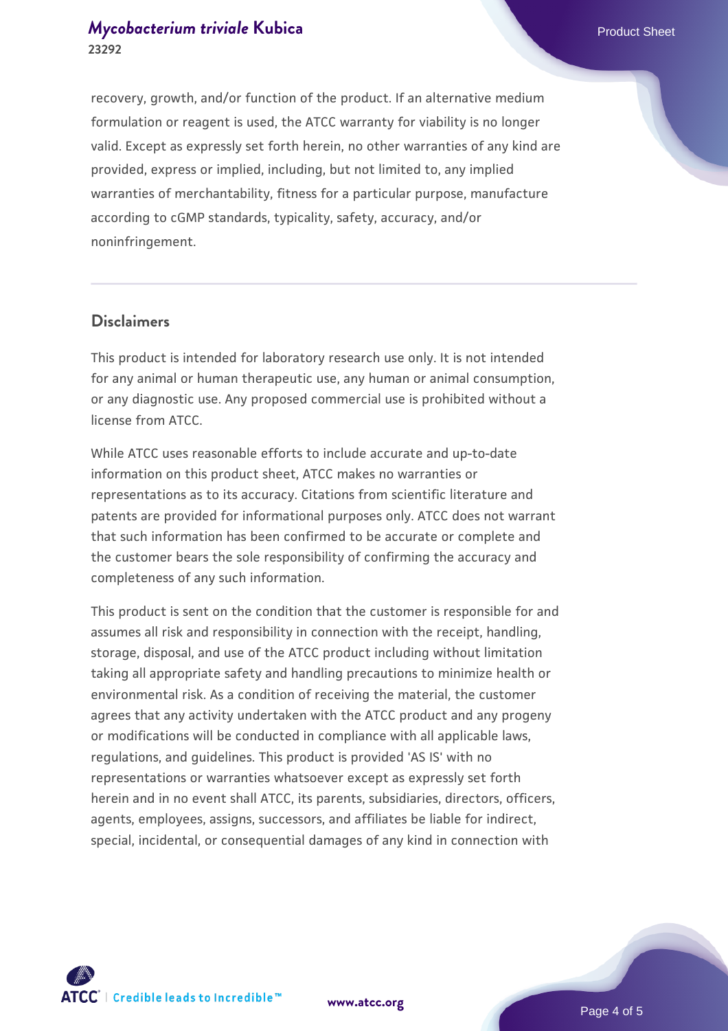recovery, growth, and/or function of the product. If an alternative medium formulation or reagent is used, the ATCC warranty for viability is no longer valid. Except as expressly set forth herein, no other warranties of any kind are provided, express or implied, including, but not limited to, any implied warranties of merchantability, fitness for a particular purpose, manufacture according to cGMP standards, typicality, safety, accuracy, and/or noninfringement.

## Disclaimers

This product is intended for laboratory research use only. It is not intended for any animal or human therapeutic use, any human or animal consumption, or any diagnostic use. Any proposed commercial use is prohibited without a license from ATCC.

While ATCC uses reasonable efforts to include accurate and up-to-date information on this product sheet, ATCC makes no warranties or representations as to its accuracy. Citations from scientific literature and patents are provided for informational purposes only. ATCC does not warrant that such information has been confirmed to be accurate or complete and the customer bears the sole responsibility of confirming the accuracy and completeness of any such information.

This product is sent on the condition that the customer is responsible for and assumes all risk and responsibility in connection with the receipt, handling, storage, disposal, and use of the ATCC product including without limitation taking all appropriate safety and handling precautions to minimize health or environmental risk. As a condition of receiving the material, the customer agrees that any activity undertaken with the ATCC product and any progeny or modifications will be conducted in compliance with all applicable laws, regulations, and guidelines. This product is provided 'AS IS' with no representations or warranties whatsoever except as expressly set forth herein and in no event shall ATCC, its parents, subsidiaries, directors, officers, agents, employees, assigns, successors, and affiliates be liable for indirect, special, incidental, or consequential damages of any kind in connection with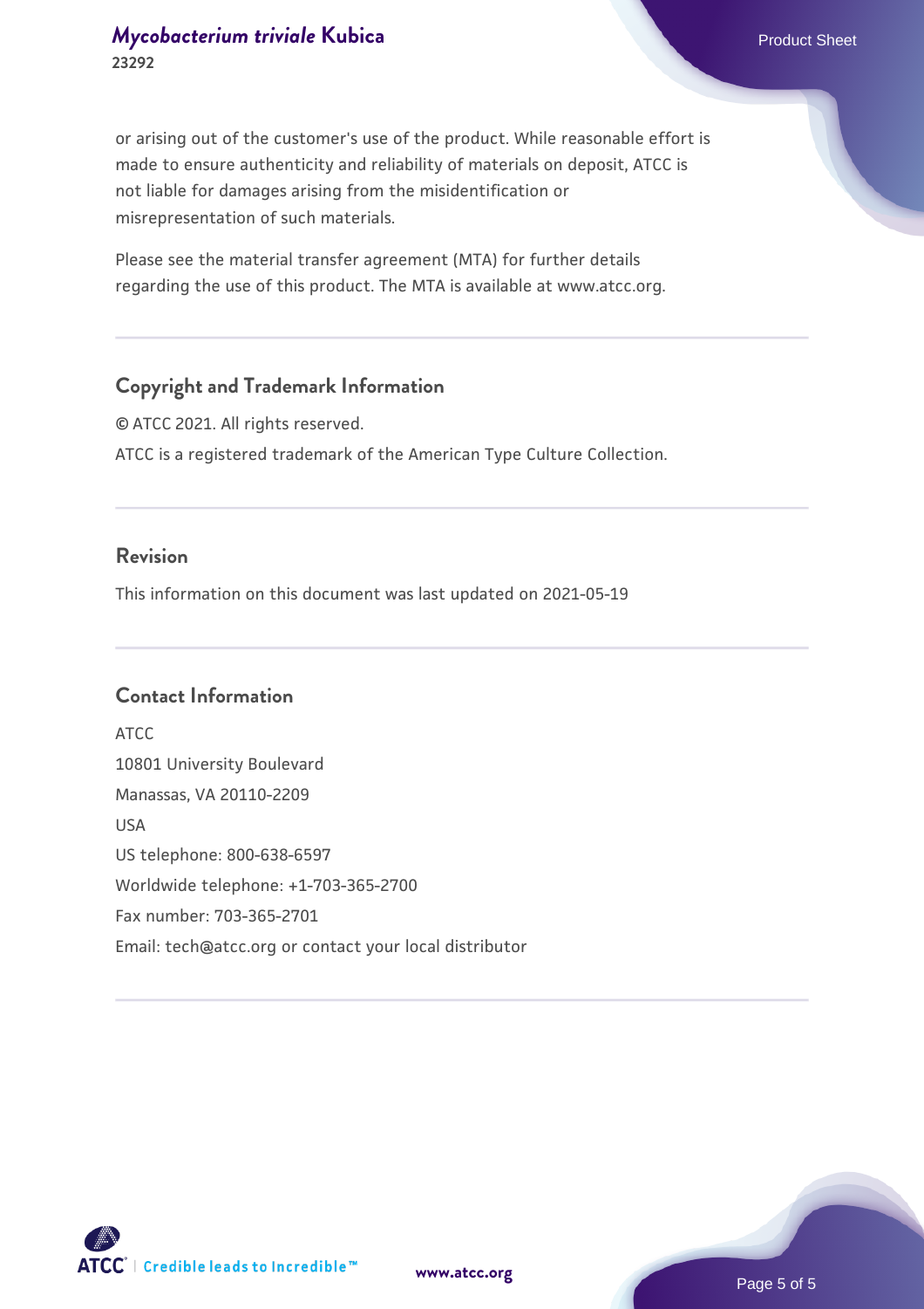or arising out of the customer's use of the product. While reasonable effort is made to ensure authenticity and reliability of materials on deposit, ATCC is not liable for damages arising from the misidentification or misrepresentation of such materials.

Please see the material transfer agreement (MTA) for further details regarding the use of this product. The MTA is available at www.atcc.org.

## Copyright and Trademark Information

© ATCC 2021. All rights reserved.

ATCC is a registered trademark of the American Type Culture Collection.

## Revision

This information on this document was last updated on 2021-05-19

## Contact Information

ATCC
10801 University Boulevard
Manassas, VA 20110-2209
USA
US telephone: 800-638-6597
Worldwide telephone: +1-703-365-2700
Fax number: 703-365-2701
Email: tech@atcc.org or contact your local distributor